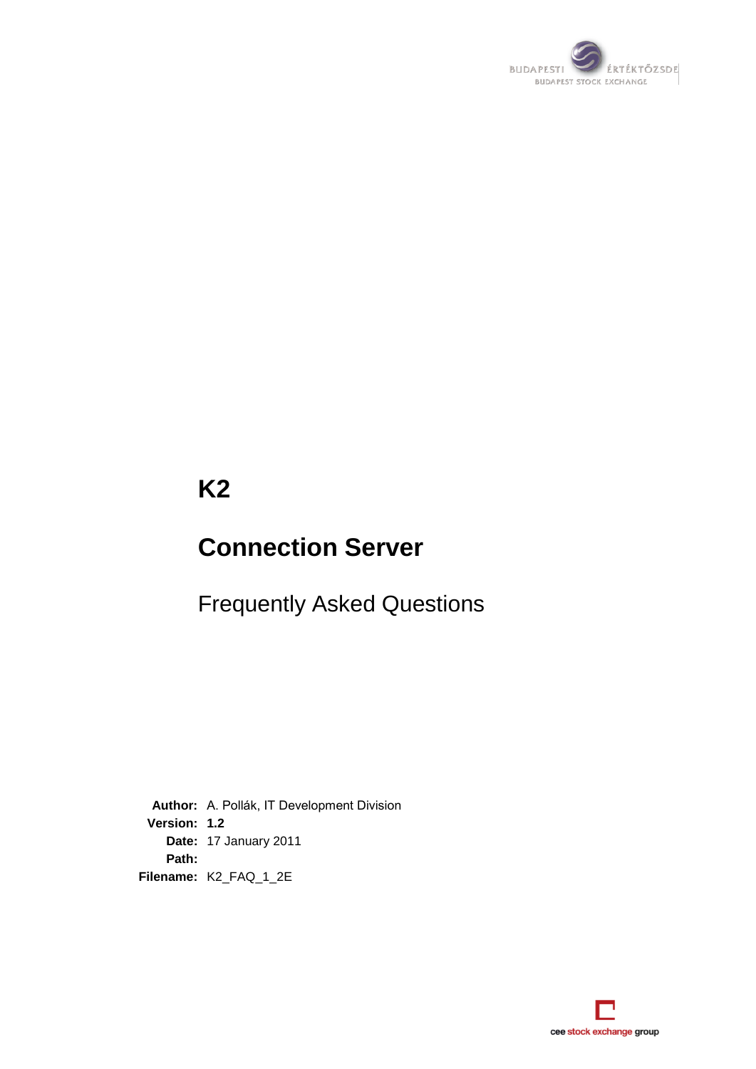# K2

# Connection Server

## Frequently Asked Questions

**Author:** A. Pollák, IT Development Division
**Version:** **1.2**
**Date:** 17 January 2011
**Path:**
**Filename:** K2_FAQ_1_2E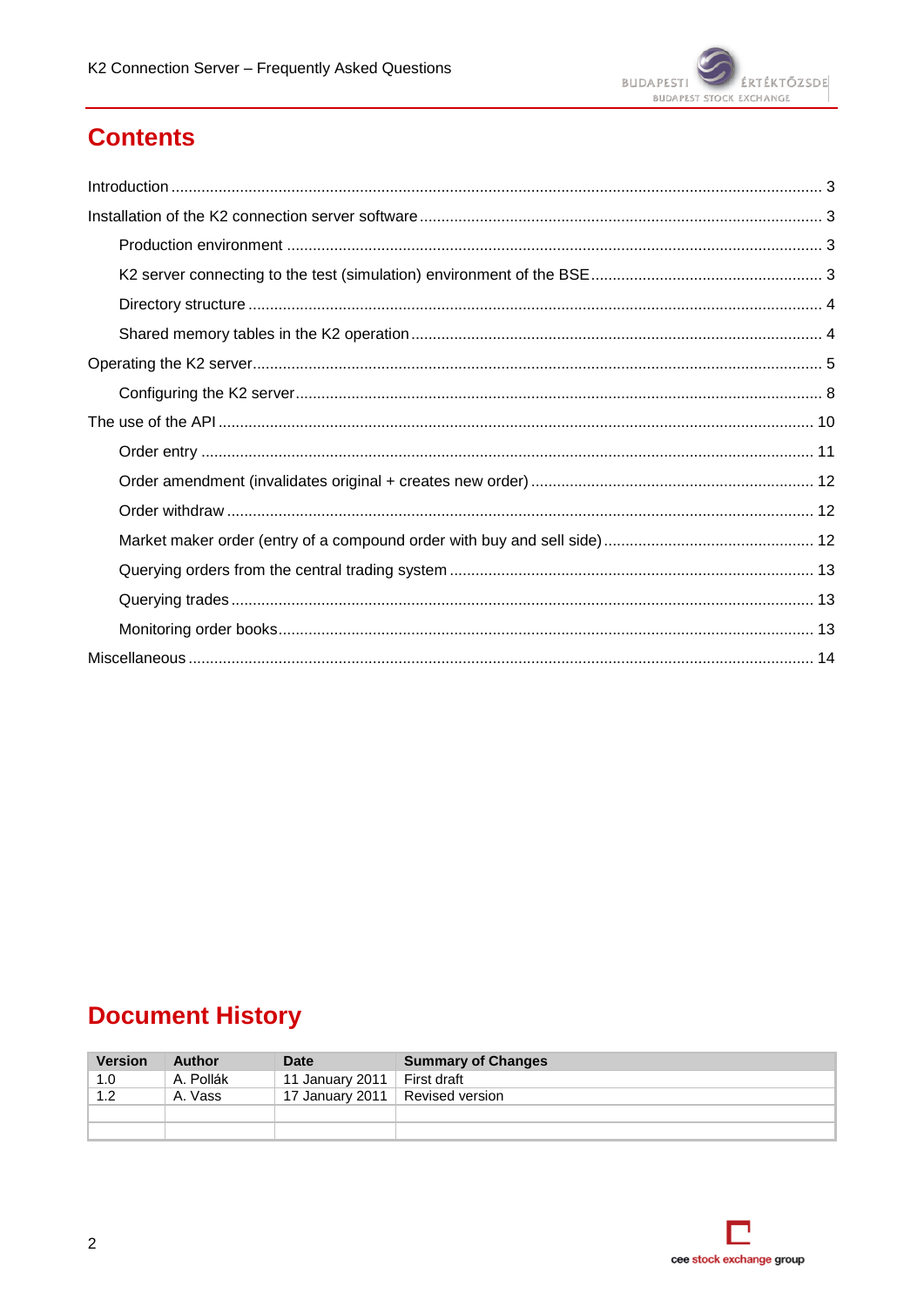# Contents

Introduction ..... 3

Installation of the K2 connection server software ..... 3

- Production environment ..... 3
- K2 server connecting to the test (simulation) environment of the BSE ..... 3
- Directory structure ..... 4
- Shared memory tables in the K2 operation ..... 4

Operating the K2 server ..... 5

- Configuring the K2 server ..... 8

The use of the API ..... 10

- Order entry ..... 11
- Order amendment (invalidates original + creates new order) ..... 12
- Order withdraw ..... 12
- Market maker order (entry of a compound order with buy and sell side) ..... 12
- Querying orders from the central trading system ..... 13
- Querying trades ..... 13
- Monitoring order books ..... 13

Miscellaneous ..... 14

# Document History

| Version | Author | Date | Summary of Changes |
|---|---|---|---|
| 1.0 | A. Pollák | 11 January 2011 | First draft |
| 1.2 | A. Vass | 17 January 2011 | Revised version |
| | | | |
| | | | |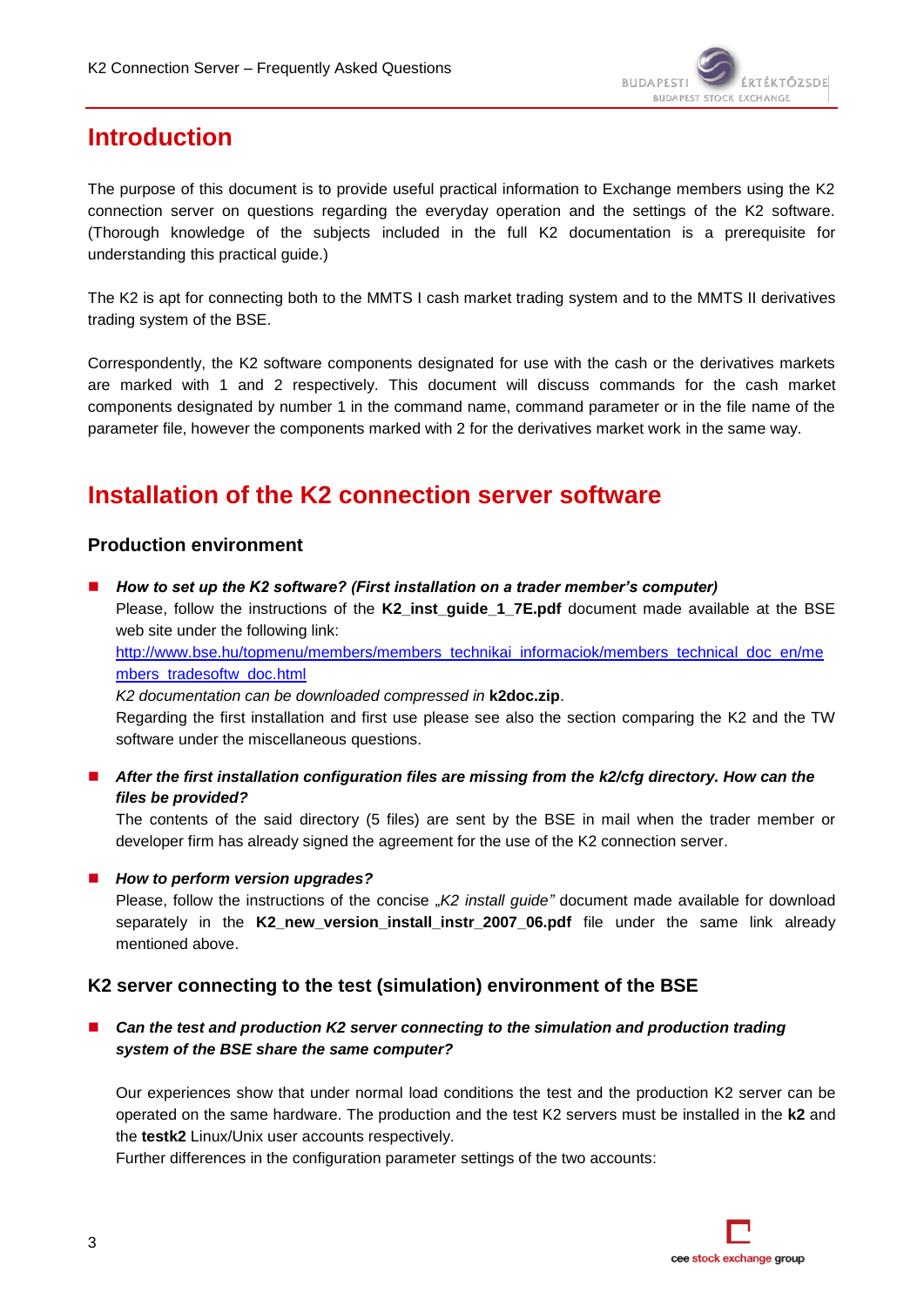// Introduction

# Introduction

The purpose of this document is to provide useful practical information to Exchange members using the K2 connection server on questions regarding the everyday operation and the settings of the K2 software. (Thorough knowledge of the subjects included in the full K2 documentation is a prerequisite for understanding this practical guide.)

The K2 is apt for connecting both to the MMTS I cash market trading system and to the MMTS II derivatives trading system of the BSE.

Correspondently, the K2 software components designated for use with the cash or the derivatives markets are marked with 1 and 2 respectively. This document will discuss commands for the cash market components designated by number 1 in the command name, command parameter or in the file name of the parameter file, however the components marked with 2 for the derivatives market work in the same way.

# Installation of the K2 connection server software

## Production environment

- ***How to set up the K2 software? (First installation on a trader member's computer)***
  Please, follow the instructions of the **K2_inst_guide_1_7E.pdf** document made available at the BSE web site under the following link:
  [http://www.bse.hu/topmenu/members/members_technikai_informaciok/members_technical_doc_en/members_tradesoftw_doc.html](http://www.bse.hu/topmenu/members/members_technikai_informaciok/members_technical_doc_en/members_tradesoftw_doc.html)
  *K2 documentation can be downloaded compressed in* **k2doc.zip**.
  Regarding the first installation and first use please see also the section comparing the K2 and the TW software under the miscellaneous questions.

- ***After the first installation configuration files are missing from the k2/cfg directory. How can the files be provided?***
  The contents of the said directory (5 files) are sent by the BSE in mail when the trader member or developer firm has already signed the agreement for the use of the K2 connection server.

- ***How to perform version upgrades?***
  Please, follow the instructions of the concise *„K2 install guide"* document made available for download separately in the **K2_new_version_install_instr_2007_06.pdf** file under the same link already mentioned above.

## K2 server connecting to the test (simulation) environment of the BSE

- ***Can the test and production K2 server connecting to the simulation and production trading system of the BSE share the same computer?***

  Our experiences show that under normal load conditions the test and the production K2 server can be operated on the same hardware. The production and the test K2 servers must be installed in the **k2** and the **testk2** Linux/Unix user accounts respectively.
  Further differences in the configuration parameter settings of the two accounts: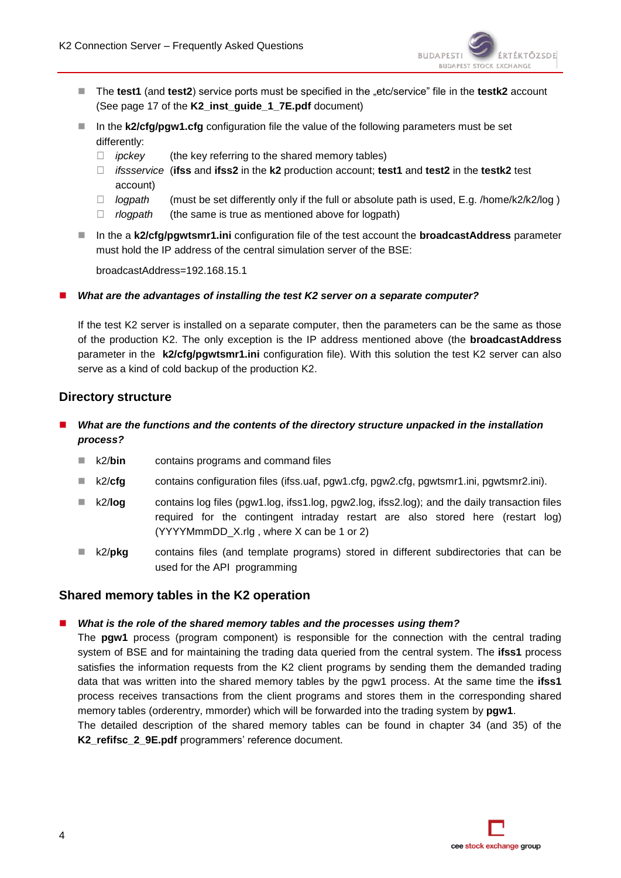- The **test1** (and **test2**) service ports must be specified in the „etc/service" file in the **testk2** account (See page 17 of the **K2_inst_guide_1_7E.pdf** document)
- In the **k2/cfg/pgw1.cfg** configuration file the value of the following parameters must be set differently:
  - *ipckey* (the key referring to the shared memory tables)
  - *ifssservice* (**ifss** and **ifss2** in the **k2** production account; **test1** and **test2** in the **testk2** test account)
  - *logpath* (must be set differently only if the full or absolute path is used, E.g. /home/k2/k2/log )
  - *rlogpath* (the same is true as mentioned above for logpath)
- In the a **k2/cfg/pgwtsmr1.ini** configuration file of the test account the **broadcastAddress** parameter must hold the IP address of the central simulation server of the BSE:

  broadcastAddress=192.168.15.1

- ***What are the advantages of installing the test K2 server on a separate computer?***

  If the test K2 server is installed on a separate computer, then the parameters can be the same as those of the production K2. The only exception is the IP address mentioned above (the **broadcastAddress** parameter in the **k2/cfg/pgwtsmr1.ini** configuration file). With this solution the test K2 server can also serve as a kind of cold backup of the production K2.

## Directory structure

- ***What are the functions and the contents of the directory structure unpacked in the installation process?***
  - k2/**bin** contains programs and command files
  - k2/**cfg** contains configuration files (ifss.uaf, pgw1.cfg, pgw2.cfg, pgwtsmr1.ini, pgwtsmr2.ini).
  - k2/**log** contains log files (pgw1.log, ifss1.log, pgw2.log, ifss2.log); and the daily transaction files required for the contingent intraday restart are also stored here (restart log) (YYYYMmmDD_X.rlg , where X can be 1 or 2)
  - k2/**pkg** contains files (and template programs) stored in different subdirectories that can be used for the API programming

## Shared memory tables in the K2 operation

- ***What is the role of the shared memory tables and the processes using them?***

  The **pgw1** process (program component) is responsible for the connection with the central trading system of BSE and for maintaining the trading data queried from the central system. The **ifss1** process satisfies the information requests from the K2 client programs by sending them the demanded trading data that was written into the shared memory tables by the pgw1 process. At the same time the **ifss1** process receives transactions from the client programs and stores them in the corresponding shared memory tables (orderentry, mmorder) which will be forwarded into the trading system by **pgw1**.

  The detailed description of the shared memory tables can be found in chapter 34 (and 35) of the **K2_refifsc_2_9E.pdf** programmers' reference document.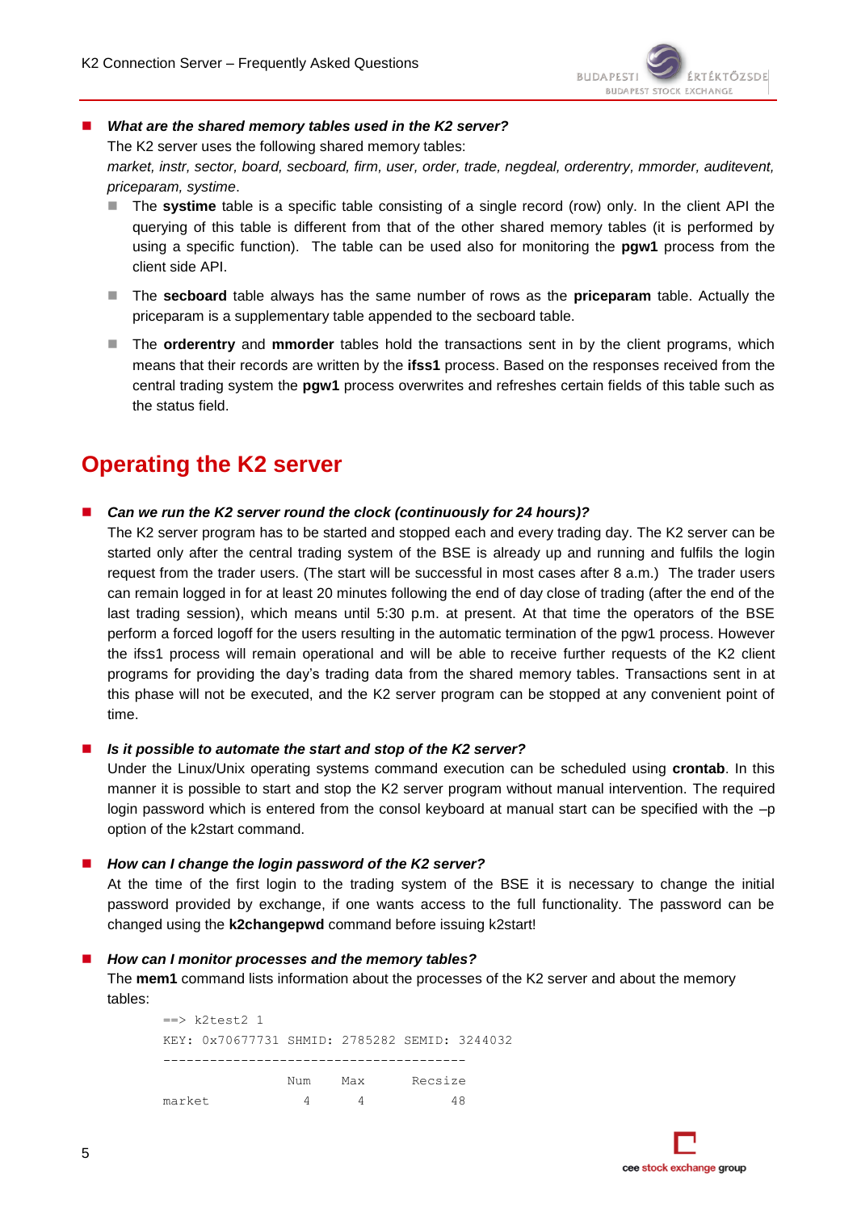- ***What are the shared memory tables used in the K2 server?***

  The K2 server uses the following shared memory tables:

  *market, instr, sector, board, secboard, firm, user, order, trade, negdeal, orderentry, mmorder, auditevent, priceparam, systime*.

  - The **systime** table is a specific table consisting of a single record (row) only. In the client API the querying of this table is different from that of the other shared memory tables (it is performed by using a specific function). The table can be used also for monitoring the **pgw1** process from the client side API.
  - The **secboard** table always has the same number of rows as the **priceparam** table. Actually the priceparam is a supplementary table appended to the secboard table.
  - The **orderentry** and **mmorder** tables hold the transactions sent in by the client programs, which means that their records are written by the **ifss1** process. Based on the responses received from the central trading system the **pgw1** process overwrites and refreshes certain fields of this table such as the status field.

# Operating the K2 server

- ***Can we run the K2 server round the clock (continuously for 24 hours)?***

  The K2 server program has to be started and stopped each and every trading day. The K2 server can be started only after the central trading system of the BSE is already up and running and fulfils the login request from the trader users. (The start will be successful in most cases after 8 a.m.) The trader users can remain logged in for at least 20 minutes following the end of day close of trading (after the end of the last trading session), which means until 5:30 p.m. at present. At that time the operators of the BSE perform a forced logoff for the users resulting in the automatic termination of the pgw1 process. However the ifss1 process will remain operational and will be able to receive further requests of the K2 client programs for providing the day's trading data from the shared memory tables. Transactions sent in at this phase will not be executed, and the K2 server program can be stopped at any convenient point of time.

- ***Is it possible to automate the start and stop of the K2 server?***

  Under the Linux/Unix operating systems command execution can be scheduled using **crontab**. In this manner it is possible to start and stop the K2 server program without manual intervention. The required login password which is entered from the consol keyboard at manual start can be specified with the –p option of the k2start command.

- ***How can I change the login password of the K2 server?***

  At the time of the first login to the trading system of the BSE it is necessary to change the initial password provided by exchange, if one wants access to the full functionality. The password can be changed using the **k2changepwd** command before issuing k2start!

- ***How can I monitor processes and the memory tables?***

  The **mem1** command lists information about the processes of the K2 server and about the memory tables:

```
==> k2test2 1
KEY: 0x70677731 SHMID: 2785282 SEMID: 3244032
---------------------------------------
                    Num     Max      Recsize
market                4       4           48
```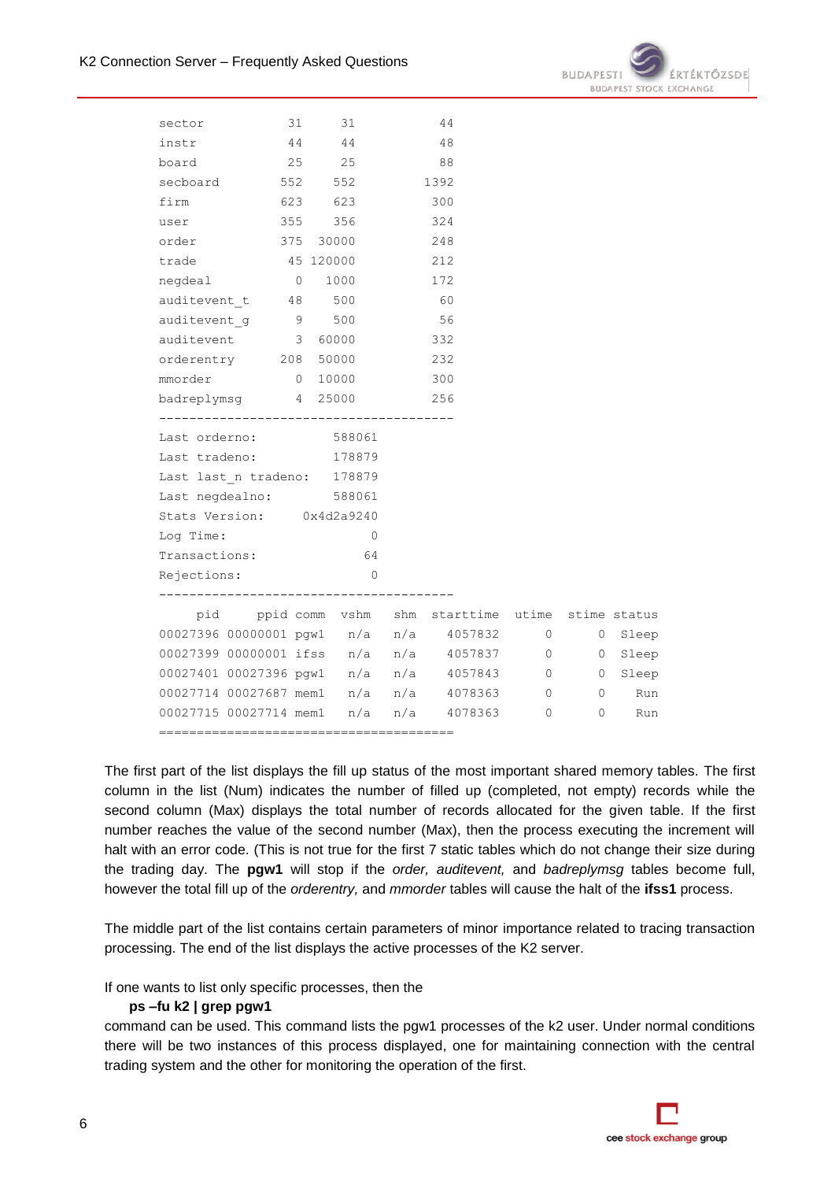```
sector          31     31         44
instr           44     44         48
board           25     25         88
secboard       552    552       1392
firm           623    623        300
user           355    356        324
order          375  30000        248
trade           45 120000        212
negdeal          0   1000        172
auditevent_t    48    500         60
auditevent_g     9    500         56
auditevent       3  60000        332
orderentry     208  50000        232
mmorder          0  10000        300
badreplymsg      4  25000        256
---------------------------------------
Last orderno:           588061
Last tradeno:           178879
Last last_n tradeno:    178879
Last negdealno:         588061
Stats Version:      0x4d2a9240
Log Time:                    0
Transactions:               64
Rejections:                  0
---------------------------------------
     pid     ppid comm  vshm   shm  starttime  utime  stime status
00027396 00000001 pgw1   n/a   n/a    4057832      0      0  Sleep
00027399 00000001 ifss   n/a   n/a    4057837      0      0  Sleep
00027401 00027396 pgw1   n/a   n/a    4057843      0      0  Sleep
00027714 00027687 mem1   n/a   n/a    4078363      0      0    Run
00027715 00027714 mem1   n/a   n/a    4078363      0      0    Run
=======================================
```

The first part of the list displays the fill up status of the most important shared memory tables. The first column in the list (Num) indicates the number of filled up (completed, not empty) records while the second column (Max) displays the total number of records allocated for the given table. If the first number reaches the value of the second number (Max), then the process executing the increment will halt with an error code. (This is not true for the first 7 static tables which do not change their size during the trading day. The **pgw1** will stop if the *order, auditevent,* and *badreplymsg* tables become full, however the total fill up of the *orderentry,* and *mmorder* tables will cause the halt of the **ifss1** process.

The middle part of the list contains certain parameters of minor importance related to tracing transaction processing. The end of the list displays the active processes of the K2 server.

If one wants to list only specific processes, then the

**ps –fu k2 | grep pgw1**

command can be used. This command lists the pgw1 processes of the k2 user. Under normal conditions there will be two instances of this process displayed, one for maintaining connection with the central trading system and the other for monitoring the operation of the first.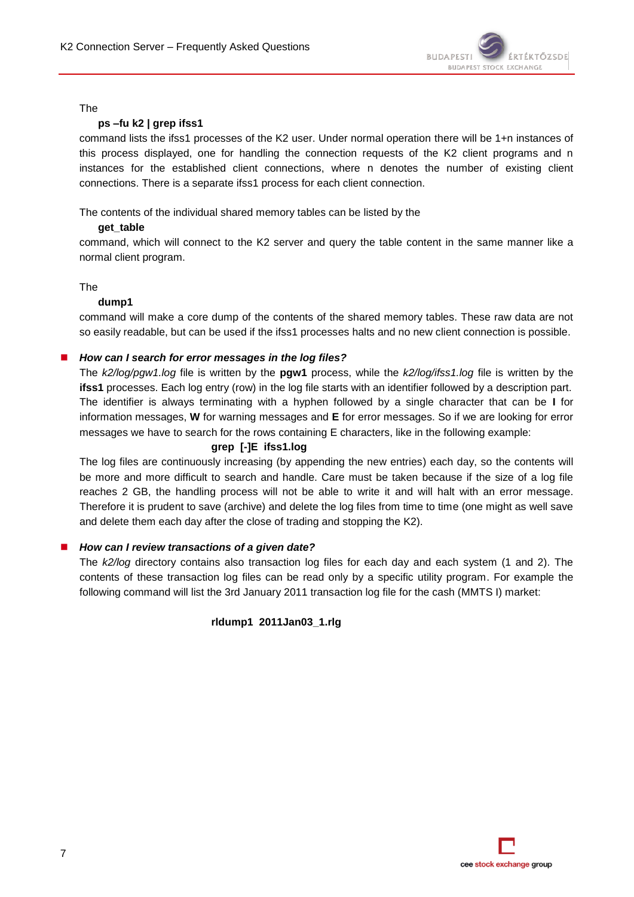The

**ps –fu k2 | grep ifss1**

command lists the ifss1 processes of the K2 user. Under normal operation there will be 1+n instances of this process displayed, one for handling the connection requests of the K2 client programs and n instances for the established client connections, where n denotes the number of existing client connections. There is a separate ifss1 process for each client connection.

The contents of the individual shared memory tables can be listed by the

**get_table**

command, which will connect to the K2 server and query the table content in the same manner like a normal client program.

The

**dump1**

command will make a core dump of the contents of the shared memory tables. These raw data are not so easily readable, but can be used if the ifss1 processes halts and no new client connection is possible.

- ***How can I search for error messages in the log files?***

  The *k2/log/pgw1.log* file is written by the **pgw1** process, while the *k2/log/ifss1.log* file is written by the **ifss1** processes. Each log entry (row) in the log file starts with an identifier followed by a description part. The identifier is always terminating with a hyphen followed by a single character that can be **I** for information messages, **W** for warning messages and **E** for error messages. So if we are looking for error messages we have to search for the rows containing E characters, like in the following example:

  **grep [-]E ifss1.log**

  The log files are continuously increasing (by appending the new entries) each day, so the contents will be more and more difficult to search and handle. Care must be taken because if the size of a log file reaches 2 GB, the handling process will not be able to write it and will halt with an error message. Therefore it is prudent to save (archive) and delete the log files from time to time (one might as well save and delete them each day after the close of trading and stopping the K2).

- ***How can I review transactions of a given date?***

  The *k2/log* directory contains also transaction log files for each day and each system (1 and 2). The contents of these transaction log files can be read only by a specific utility program. For example the following command will list the 3rd January 2011 transaction log file for the cash (MMTS I) market:

  **rldump1 2011Jan03_1.rlg**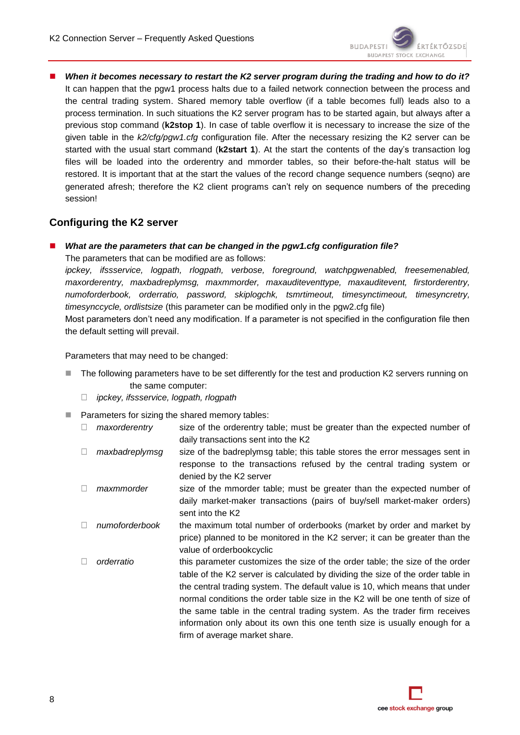- ***When it becomes necessary to restart the K2 server program during the trading and how to do it?***
  It can happen that the pgw1 process halts due to a failed network connection between the process and the central trading system. Shared memory table overflow (if a table becomes full) leads also to a process termination. In such situations the K2 server program has to be started again, but always after a previous stop command (**k2stop 1**). In case of table overflow it is necessary to increase the size of the given table in the *k2/cfg/pgw1.cfg* configuration file. After the necessary resizing the K2 server can be started with the usual start command (**k2start 1**). At the start the contents of the day's transaction log files will be loaded into the orderentry and mmorder tables, so their before-the-halt status will be restored. It is important that at the start the values of the record change sequence numbers (seqno) are generated afresh; therefore the K2 client programs can't rely on sequence numbers of the preceding session!

## Configuring the K2 server

- ***What are the parameters that can be changed in the pgw1.cfg configuration file?***
  The parameters that can be modified are as follows:
  *ipckey, ifssservice, logpath, rlogpath, verbose, foreground, watchpgwenabled, freesemenabled, maxorderentry, maxbadreplymsg, maxmmorder, maxauditeventtype, maxauditevent, firstorderentry, numoforderbook, orderratio, password, skiplogchk, tsmrtimeout, timesynctimeout, timesyncretry, timesynccycle, ordlistsize* (this parameter can be modified only in the pgw2.cfg file)
  Most parameters don't need any modification. If a parameter is not specified in the configuration file then the default setting will prevail.

  Parameters that may need to be changed:

  - The following parameters have to be set differently for the test and production K2 servers running on the same computer:
    - *ipckey, ifssservice, logpath, rlogpath*
  - Parameters for sizing the shared memory tables:
    - *maxorderentry* — size of the orderentry table; must be greater than the expected number of daily transactions sent into the K2
    - *maxbadreplymsg* — size of the badreplymsg table; this table stores the error messages sent in response to the transactions refused by the central trading system or denied by the K2 server
    - *maxmmorder* — size of the mmorder table; must be greater than the expected number of daily market-maker transactions (pairs of buy/sell market-maker orders) sent into the K2
    - *numoforderbook* — the maximum total number of orderbooks (market by order and market by price) planned to be monitored in the K2 server; it can be greater than the value of orderbookcyclic
    - *orderratio* — this parameter customizes the size of the order table; the size of the order table of the K2 server is calculated by dividing the size of the order table in the central trading system. The default value is 10, which means that under normal conditions the order table size in the K2 will be one tenth of size of the same table in the central trading system. As the trader firm receives information only about its own this one tenth size is usually enough for a firm of average market share.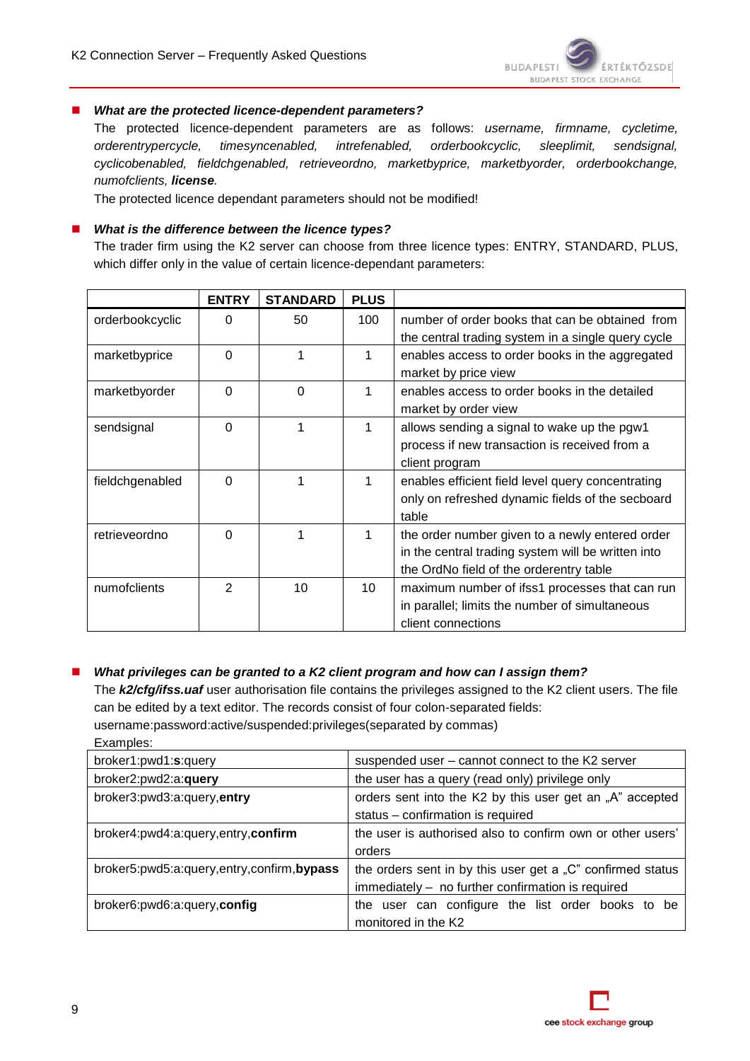- ***What are the protected licence-dependent parameters?***

  The protected licence-dependent parameters are as follows: *username, firmname, cycletime, orderentrypercycle, timesyncenabled, intrefenabled, orderbookcyclic, sleeplimit, sendsignal, cyclicobenabled, fieldchgenabled, retrieveordno, marketbyprice, marketbyorder, orderbookchange, numofclients,* ***license****.*

  The protected licence dependant parameters should not be modified!

- ***What is the difference between the licence types?***

  The trader firm using the K2 server can choose from three licence types: ENTRY, STANDARD, PLUS, which differ only in the value of certain licence-dependant parameters:

| | ENTRY | STANDARD | PLUS | |
|---|---|---|---|---|
| orderbookcyclic | 0 | 50 | 100 | number of order books that can be obtained from the central trading system in a single query cycle |
| marketbyprice | 0 | 1 | 1 | enables access to order books in the aggregated market by price view |
| marketbyorder | 0 | 0 | 1 | enables access to order books in the detailed market by order view |
| sendsignal | 0 | 1 | 1 | allows sending a signal to wake up the pgw1 process if new transaction is received from a client program |
| fieldchgenabled | 0 | 1 | 1 | enables efficient field level query concentrating only on refreshed dynamic fields of the secboard table |
| retrieveordno | 0 | 1 | 1 | the order number given to a newly entered order in the central trading system will be written into the OrdNo field of the orderentry table |
| numofclients | 2 | 10 | 10 | maximum number of ifss1 processes that can run in parallel; limits the number of simultaneous client connections |

- ***What privileges can be granted to a K2 client program and how can I assign them?***

  The ***k2/cfg/ifss.uaf*** user authorisation file contains the privileges assigned to the K2 client users. The file can be edited by a text editor. The records consist of four colon-separated fields:

  username:password:active/suspended:privileges(separated by commas)

  Examples:

| | |
|---|---|
| broker1:pwd1:**s**:query | suspended user – cannot connect to the K2 server |
| broker2:pwd2:a:**query** | the user has a query (read only) privilege only |
| broker3:pwd3:a:query,**entry** | orders sent into the K2 by this user get an „A" accepted status – confirmation is required |
| broker4:pwd4:a:query,entry,**confirm** | the user is authorised also to confirm own or other users' orders |
| broker5:pwd5:a:query,entry,confirm,**bypass** | the orders sent in by this user get a „C" confirmed status immediately – no further confirmation is required |
| broker6:pwd6:a:query,**config** | the user can configure the list order books to be monitored in the K2 |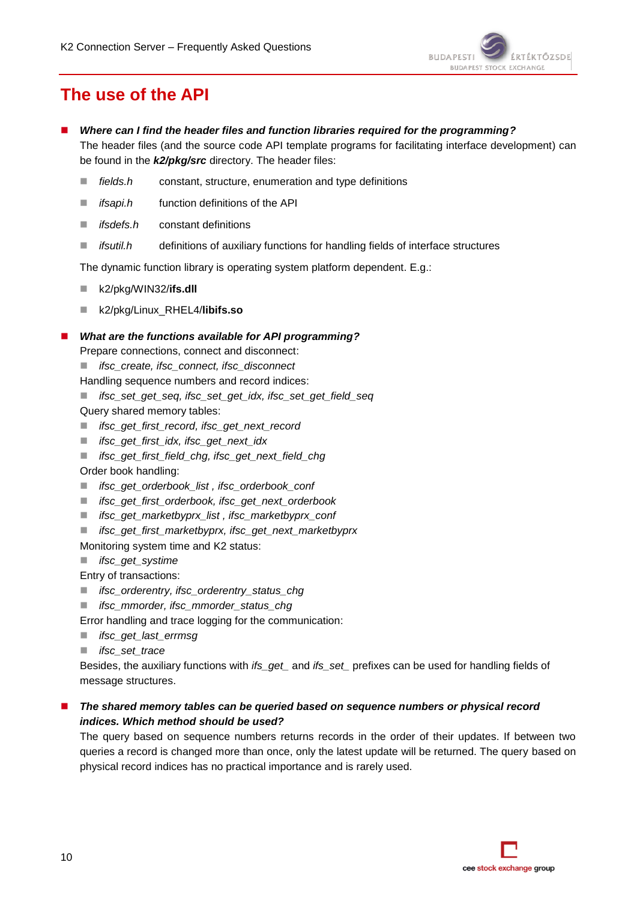# The use of the API

- ***Where can I find the header files and function libraries required for the programming?***

  The header files (and the source code API template programs for facilitating interface development) can be found in the ***k2/pkg/src*** directory. The header files:

  - *fields.h* constant, structure, enumeration and type definitions
  - *ifsapi.h* function definitions of the API
  - *ifsdefs.h* constant definitions
  - *ifsutil.h* definitions of auxiliary functions for handling fields of interface structures

  The dynamic function library is operating system platform dependent. E.g.:

  - k2/pkg/WIN32/**ifs.dll**
  - k2/pkg/Linux_RHEL4/**libifs.so**

- ***What are the functions available for API programming?***

  Prepare connections, connect and disconnect:

  - *ifsc_create, ifsc_connect, ifsc_disconnect*

  Handling sequence numbers and record indices:

  - *ifsc_set_get_seq, ifsc_set_get_idx, ifsc_set_get_field_seq*

  Query shared memory tables:

  - *ifsc_get_first_record, ifsc_get_next_record*
  - *ifsc_get_first_idx, ifsc_get_next_idx*
  - *ifsc_get_first_field_chg, ifsc_get_next_field_chg*

  Order book handling:

  - *ifsc_get_orderbook_list , ifsc_orderbook_conf*
  - *ifsc_get_first_orderbook, ifsc_get_next_orderbook*
  - *ifsc_get_marketbyprx_list , ifsc_marketbyprx_conf*
  - *ifsc_get_first_marketbyprx, ifsc_get_next_marketbyprx*

  Monitoring system time and K2 status:

  - *ifsc_get_systime*

  Entry of transactions:

  - *ifsc_orderentry, ifsc_orderentry_status_chg*
  - *ifsc_mmorder, ifsc_mmorder_status_chg*

  Error handling and trace logging for the communication:

  - *ifsc_get_last_errmsg*
  - *ifsc_set_trace*

  Besides, the auxiliary functions with *ifs_get_* and *ifs_set_* prefixes can be used for handling fields of message structures.

- ***The shared memory tables can be queried based on sequence numbers or physical record indices. Which method should be used?***

  The query based on sequence numbers returns records in the order of their updates. If between two queries a record is changed more than once, only the latest update will be returned. The query based on physical record indices has no practical importance and is rarely used.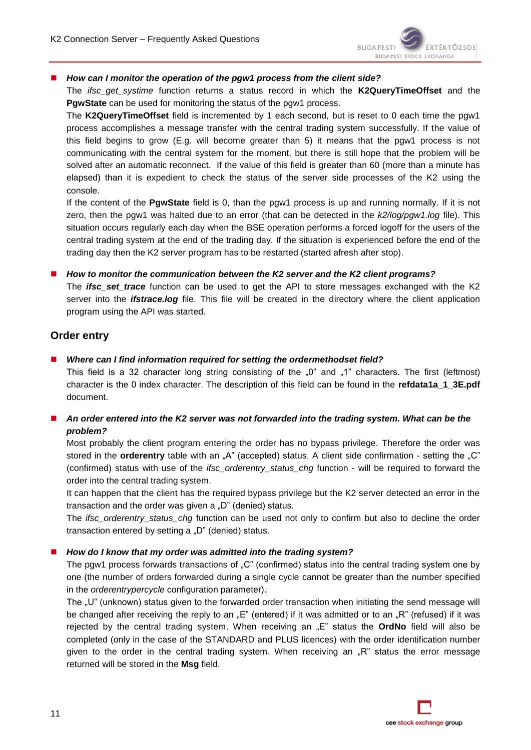- ***How can I monitor the operation of the pgw1 process from the client side?***

  The *ifsc_get_systime* function returns a status record in which the **K2QueryTimeOffset** and the **PgwState** can be used for monitoring the status of the pgw1 process.

  The **K2QueryTimeOffset** field is incremented by 1 each second, but is reset to 0 each time the pgw1 process accomplishes a message transfer with the central trading system successfully. If the value of this field begins to grow (E.g. will become greater than 5) it means that the pgw1 process is not communicating with the central system for the moment, but there is still hope that the problem will be solved after an automatic reconnect. If the value of this field is greater than 60 (more than a minute has elapsed) than it is expedient to check the status of the server side processes of the K2 using the console.

  If the content of the **PgwState** field is 0, than the pgw1 process is up and running normally. If it is not zero, then the pgw1 was halted due to an error (that can be detected in the *k2/log/pgw1.log* file). This situation occurs regularly each day when the BSE operation performs a forced logoff for the users of the central trading system at the end of the trading day. If the situation is experienced before the end of the trading day then the K2 server program has to be restarted (started afresh after stop).

- ***How to monitor the communication between the K2 server and the K2 client programs?***

  The ***ifsc_set_trace*** function can be used to get the API to store messages exchanged with the K2 server into the ***ifstrace.log*** file. This file will be created in the directory where the client application program using the API was started.

## Order entry

- ***Where can I find information required for setting the ordermethodset field?***

  This field is a 32 character long string consisting of the „0" and „1" characters. The first (leftmost) character is the 0 index character. The description of this field can be found in the **refdata1a_1_3E.pdf** document.

- ***An order entered into the K2 server was not forwarded into the trading system. What can be the problem?***

  Most probably the client program entering the order has no bypass privilege. Therefore the order was stored in the **orderentry** table with an „A" (accepted) status. A client side confirmation - setting the „C" (confirmed) status with use of the *ifsc_orderentry_status_chg* function - will be required to forward the order into the central trading system.

  It can happen that the client has the required bypass privilege but the K2 server detected an error in the transaction and the order was given a „D" (denied) status.

  The *ifsc_orderentry_status_chg* function can be used not only to confirm but also to decline the order transaction entered by setting a „D" (denied) status.

- ***How do I know that my order was admitted into the trading system?***

  The pgw1 process forwards transactions of „C" (confirmed) status into the central trading system one by one (the number of orders forwarded during a single cycle cannot be greater than the number specified in the *orderentrypercycle* configuration parameter).

  The „U" (unknown) status given to the forwarded order transaction when initiating the send message will be changed after receiving the reply to an „E" (entered) if it was admitted or to an „R" (refused) if it was rejected by the central trading system. When receiving an „E" status the **OrdNo** field will also be completed (only in the case of the STANDARD and PLUS licences) with the order identification number given to the order in the central trading system. When receiving an „R" status the error message returned will be stored in the **Msg** field.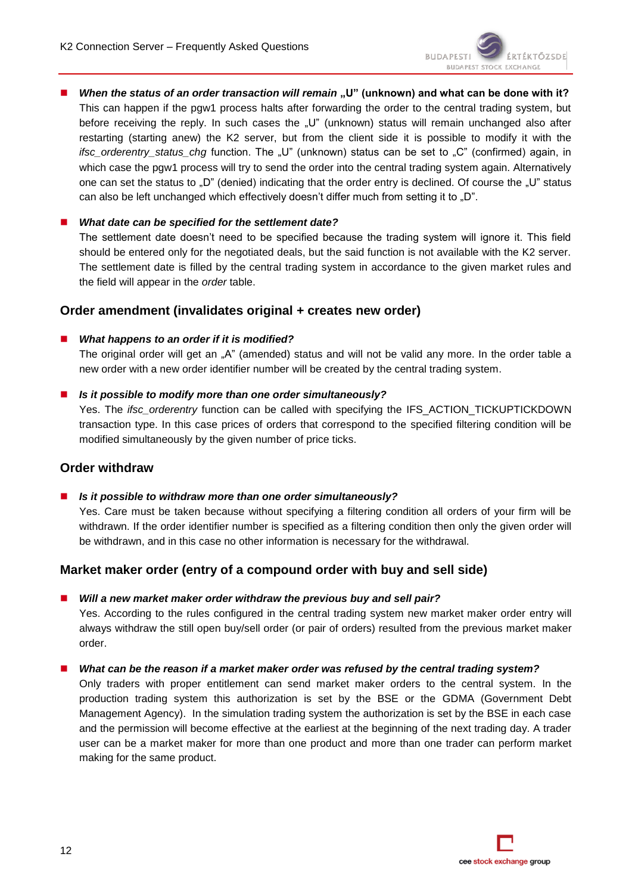- ***When the status of an order transaction will remain „U" (unknown) and what can be done with it?***
  This can happen if the pgw1 process halts after forwarding the order to the central trading system, but before receiving the reply. In such cases the „U" (unknown) status will remain unchanged also after restarting (starting anew) the K2 server, but from the client side it is possible to modify it with the *ifsc_orderentry_status_chg* function. The „U" (unknown) status can be set to „C" (confirmed) again, in which case the pgw1 process will try to send the order into the central trading system again. Alternatively one can set the status to „D" (denied) indicating that the order entry is declined. Of course the „U" status can also be left unchanged which effectively doesn't differ much from setting it to „D".

- ***What date can be specified for the settlement date?***
  The settlement date doesn't need to be specified because the trading system will ignore it. This field should be entered only for the negotiated deals, but the said function is not available with the K2 server. The settlement date is filled by the central trading system in accordance to the given market rules and the field will appear in the *order* table.

## Order amendment (invalidates original + creates new order)

- ***What happens to an order if it is modified?***
  The original order will get an „A" (amended) status and will not be valid any more. In the order table a new order with a new order identifier number will be created by the central trading system.

- ***Is it possible to modify more than one order simultaneously?***
  Yes. The *ifsc_orderentry* function can be called with specifying the IFS_ACTION_TICKUPTICKDOWN transaction type. In this case prices of orders that correspond to the specified filtering condition will be modified simultaneously by the given number of price ticks.

## Order withdraw

- ***Is it possible to withdraw more than one order simultaneously?***
  Yes. Care must be taken because without specifying a filtering condition all orders of your firm will be withdrawn. If the order identifier number is specified as a filtering condition then only the given order will be withdrawn, and in this case no other information is necessary for the withdrawal.

## Market maker order (entry of a compound order with buy and sell side)

- ***Will a new market maker order withdraw the previous buy and sell pair?***
  Yes. According to the rules configured in the central trading system new market maker order entry will always withdraw the still open buy/sell order (or pair of orders) resulted from the previous market maker order.

- ***What can be the reason if a market maker order was refused by the central trading system?***
  Only traders with proper entitlement can send market maker orders to the central system. In the production trading system this authorization is set by the BSE or the GDMA (Government Debt Management Agency). In the simulation trading system the authorization is set by the BSE in each case and the permission will become effective at the earliest at the beginning of the next trading day. A trader user can be a market maker for more than one product and more than one trader can perform market making for the same product.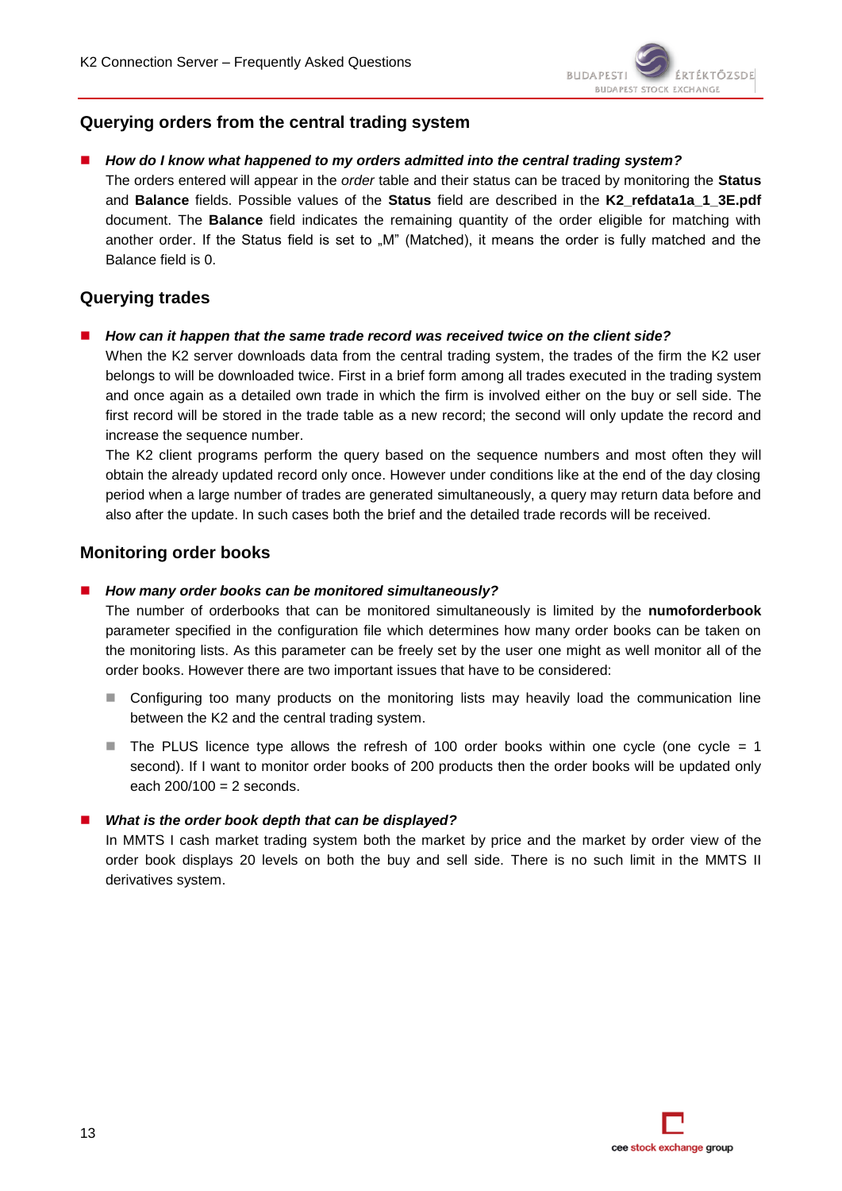## Querying orders from the central trading system

- ***How do I know what happened to my orders admitted into the central trading system?***
  The orders entered will appear in the *order* table and their status can be traced by monitoring the **Status** and **Balance** fields. Possible values of the **Status** field are described in the **K2_refdata1a_1_3E.pdf** document. The **Balance** field indicates the remaining quantity of the order eligible for matching with another order. If the Status field is set to „M" (Matched), it means the order is fully matched and the Balance field is 0.

## Querying trades

- ***How can it happen that the same trade record was received twice on the client side?***
  When the K2 server downloads data from the central trading system, the trades of the firm the K2 user belongs to will be downloaded twice. First in a brief form among all trades executed in the trading system and once again as a detailed own trade in which the firm is involved either on the buy or sell side. The first record will be stored in the trade table as a new record; the second will only update the record and increase the sequence number.
  The K2 client programs perform the query based on the sequence numbers and most often they will obtain the already updated record only once. However under conditions like at the end of the day closing period when a large number of trades are generated simultaneously, a query may return data before and also after the update. In such cases both the brief and the detailed trade records will be received.

## Monitoring order books

- ***How many order books can be monitored simultaneously?***
  The number of orderbooks that can be monitored simultaneously is limited by the **numoforderbook** parameter specified in the configuration file which determines how many order books can be taken on the monitoring lists. As this parameter can be freely set by the user one might as well monitor all of the order books. However there are two important issues that have to be considered:
  - Configuring too many products on the monitoring lists may heavily load the communication line between the K2 and the central trading system.
  - The PLUS licence type allows the refresh of 100 order books within one cycle (one cycle = 1 second). If I want to monitor order books of 200 products then the order books will be updated only each 200/100 = 2 seconds.

- ***What is the order book depth that can be displayed?***
  In MMTS I cash market trading system both the market by price and the market by order view of the order book displays 20 levels on both the buy and sell side. There is no such limit in the MMTS II derivatives system.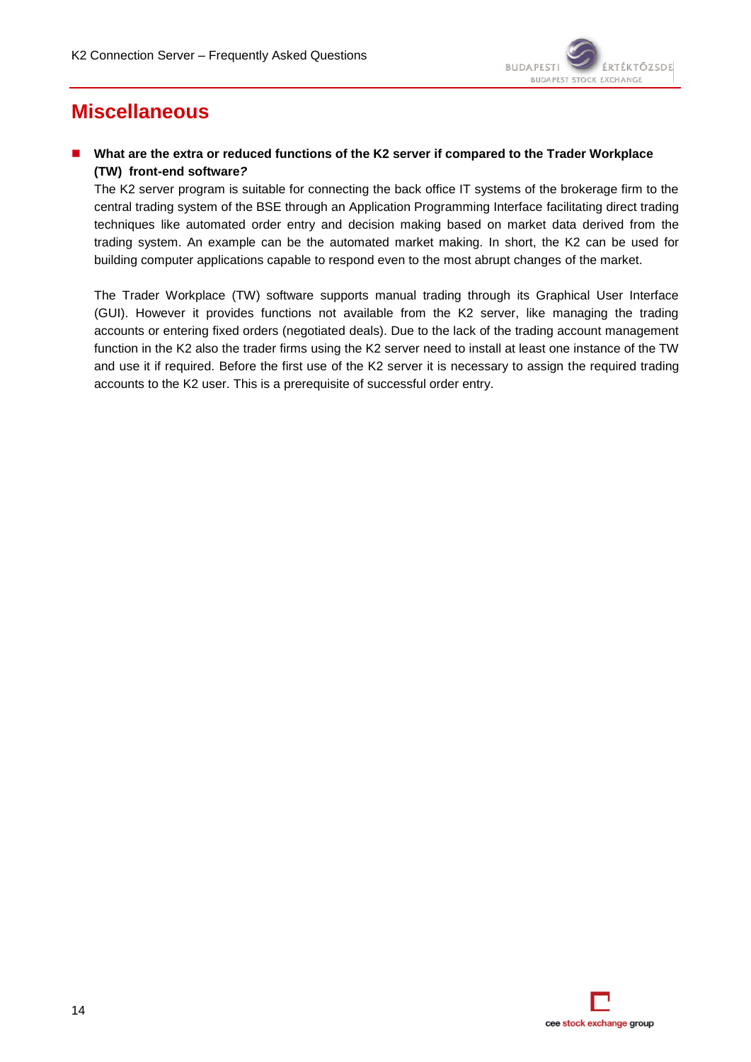# Miscellaneous

- **What are the extra or reduced functions of the K2 server if compared to the Trader Workplace (TW) front-end software?**

  The K2 server program is suitable for connecting the back office IT systems of the brokerage firm to the central trading system of the BSE through an Application Programming Interface facilitating direct trading techniques like automated order entry and decision making based on market data derived from the trading system. An example can be the automated market making. In short, the K2 can be used for building computer applications capable to respond even to the most abrupt changes of the market.

  The Trader Workplace (TW) software supports manual trading through its Graphical User Interface (GUI). However it provides functions not available from the K2 server, like managing the trading accounts or entering fixed orders (negotiated deals). Due to the lack of the trading account management function in the K2 also the trader firms using the K2 server need to install at least one instance of the TW and use it if required. Before the first use of the K2 server it is necessary to assign the required trading accounts to the K2 user. This is a prerequisite of successful order entry.